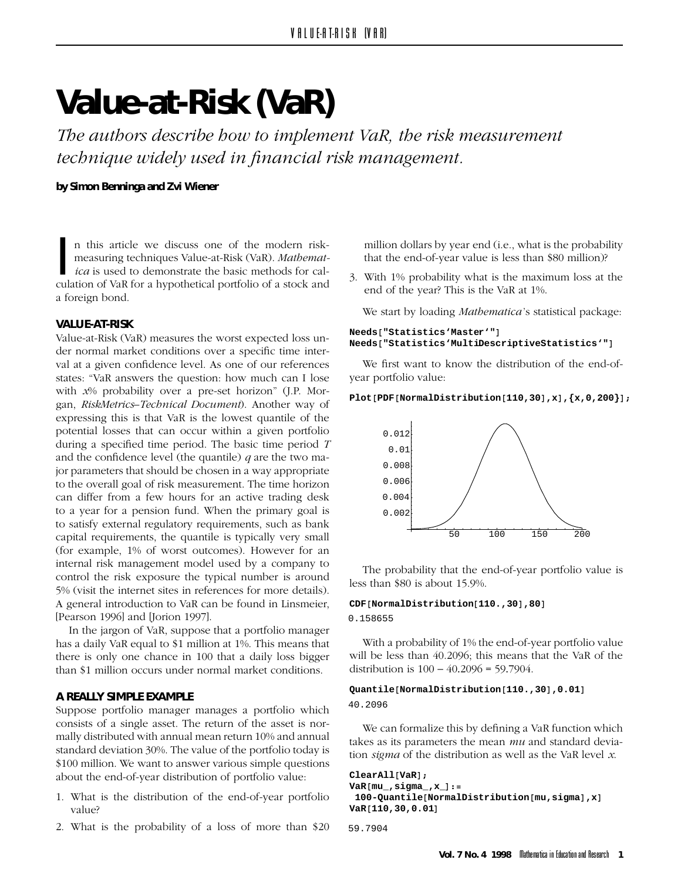# Value-at-Risk (VaR)

*The authors describe how to implement VaR, the risk measurement technique widely used in financial risk management.*

**by Simon Benninga and Zvi Wiener**

In this article we discuss one of the modern risk-measuring techniques Value-at-Risk (VaR). *Mathematica* is used to demonstrate the basic methods for calculation of VaR for a hypothetical portfolio of a stock and a foreign bond.

## VALUE-AT-RISK

Value-at-Risk (VaR) measures the worst expected loss under normal market conditions over a specific time interval at a given confidence level. As one of our references states: "VaR answers the question: how much can I lose with *x*% probability over a pre-set horizon" (J.P. Morgan, *RiskMetrics–Technical Document*). Another way of expressing this is that VaR is the lowest quantile of the potential losses that can occur within a given portfolio during a specified time period. The basic time period $T$ and the confidence level (the quantile) $q$ are the two major parameters that should be chosen in a way appropriate to the overall goal of risk measurement. The time horizon can differ from a few hours for an active trading desk to a year for a pension fund. When the primary goal is to satisfy external regulatory requirements, such as bank capital requirements, the quantile is typically very small (for example, 1% of worst outcomes). However for an internal risk management model used by a company to control the risk exposure the typical number is around 5% (visit the internet sites in references for more details). A general introduction to VaR can be found in Linsmeier, [Pearson 1996] and [Jorion 1997].

In the jargon of VaR, suppose that a portfolio manager has a daily VaR equal to $1 million at 1%. This means that there is only one chance in 100 that a daily loss bigger than $1 million occurs under normal market conditions.

## A REALLY SIMPLE EXAMPLE

Suppose portfolio manager manages a portfolio which consists of a single asset. The return of the asset is normally distributed with annual mean return 10% and annual standard deviation 30%. The value of the portfolio today is $100 million. We want to answer various simple questions about the end-of-year distribution of portfolio value:

1. What is the distribution of the end-of-year portfolio value?
2. What is the probability of a loss of more than $20 million dollars by year end (i.e., what is the probability that the end-of-year value is less than $80 million)?
3. With 1% probability what is the maximum loss at the end of the year? This is the VaR at 1%.

We start by loading *Mathematica*'s statistical package:

```
Needs["Statistics`Master`"]
Needs["Statistics`MultiDescriptiveStatistics`"]
```

We first want to know the distribution of the end-of-year portfolio value:

```
Plot[PDF[NormalDistribution[110,30],x],{x,0,200}];
```

The probability that the end-of-year portfolio value is less than $80 is about 15.9%.

```
CDF[NormalDistribution[110.,30],80]
0.158655
```

With a probability of 1% the end-of-year portfolio value will be less than 40.2096; this means that the VaR of the distribution is 100 – 40.2096 = 59.7904.

```
Quantile[NormalDistribution[110.,30],0.01]
40.2096
```

We can formalize this by defining a VaR function which takes as its parameters the mean *mu* and standard deviation *sigma* of the distribution as well as the VaR level *x*.

```
ClearAll[VaR];
VaR[mu_,sigma_,x_]:=
 100-Quantile[NormalDistribution[mu,sigma],x]
VaR[110,30,0.01]

59.7904
```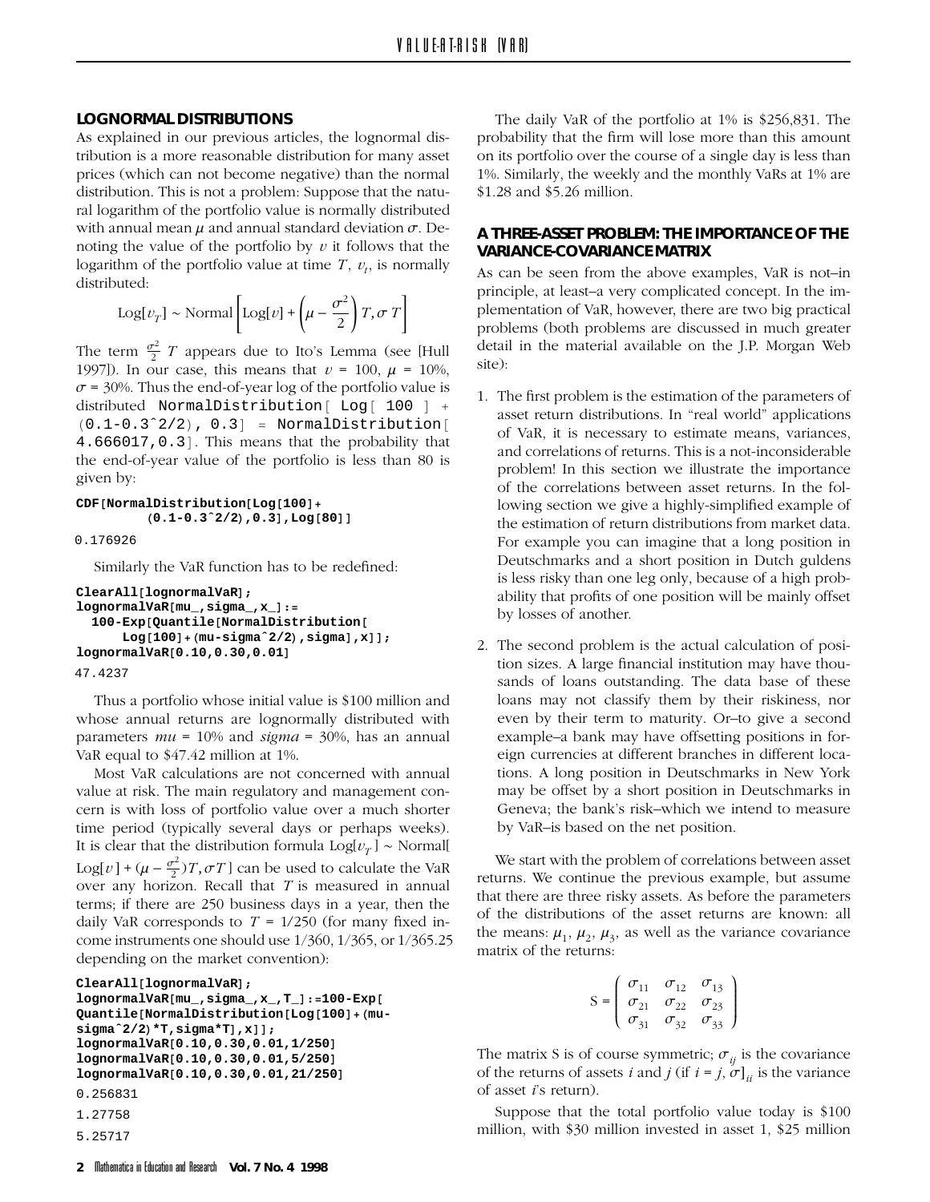### LOGNORMAL DISTRIBUTIONS

As explained in our previous articles, the lognormal distribution is a more reasonable distribution for many asset prices (which can not become negative) than the normal distribution. This is not a problem: Suppose that the natural logarithm of the portfolio value is normally distributed with annual mean $\mu$ and annual standard deviation $\sigma$. Denoting the value of the portfolio by $v$ it follows that the logarithm of the portfolio value at time $T$, $v_t$, is normally distributed:

$$\text{Log}[v_T] \sim \text{Normal}\left[\text{Log}[v] + \left(\mu - \frac{\sigma^2}{2}\right)T, \sigma\, T\right]$$

The term $\frac{\sigma^2}{2}\, T$ appears due to Ito's Lemma (see [Hull 1997]). In our case, this means that $v = 100$, $\mu = 10\%$, $\sigma = 30\%$. Thus the end-of-year log of the portfolio value is distributed `NormalDistribution[ Log[ 100 ] + (0.1-0.3^2/2), 0.3] = NormalDistribution[ 4.666017,0.3]`. This means that the probability that the end-of-year value of the portfolio is less than 80 is given by:

```
CDF[NormalDistribution[Log[100]+
        (0.1-0.3^2/2),0.3],Log[80]]
```

```
0.176926
```

Similarly the VaR function has to be redefined:

```
ClearAll[lognormalVaR];
lognormalVaR[mu_,sigma_,x_]:=
  100-Exp[Quantile[NormalDistribution[
      Log[100]+(mu-sigma^2/2),sigma],x]];
lognormalVaR[0.10,0.30,0.01]
```

```
47.4237
```

Thus a portfolio whose initial value is \$100 million and whose annual returns are lognormally distributed with parameters *mu* = 10% and *sigma* = 30%, has an annual VaR equal to \$47.42 million at 1%.

Most VaR calculations are not concerned with annual value at risk. The main regulatory and management concern is with loss of portfolio value over a much shorter time period (typically several days or perhaps weeks). It is clear that the distribution formula $\text{Log}[v_T] \sim \text{Normal}[\text{Log}[v] + (\mu - \frac{\sigma^2}{2})T, \sigma T]$ can be used to calculate the VaR over any horizon. Recall that $T$ is measured in annual terms; if there are 250 business days in a year, then the daily VaR corresponds to $T = 1/250$ (for many fixed income instruments one should use 1/360, 1/365, or 1/365.25 depending on the market convention):

```
ClearAll[lognormalVaR];
lognormalVaR[mu_,sigma_,x_,T_]:=100-Exp[
Quantile[NormalDistribution[Log[100]+(mu-
sigma^2/2)*T,sigma*T],x]];
lognormalVaR[0.10,0.30,0.01,1/250]
lognormalVaR[0.10,0.30,0.01,5/250]
lognormalVaR[0.10,0.30,0.01,21/250]
```

```
0.256831
1.27758
5.25717
```

The daily VaR of the portfolio at 1% is \$256,831. The probability that the firm will lose more than this amount on its portfolio over the course of a single day is less than 1%. Similarly, the weekly and the monthly VaRs at 1% are \$1.28 and \$5.26 million.

### A THREE-ASSET PROBLEM: THE IMPORTANCE OF THE VARIANCE-COVARIANCE MATRIX

As can be seen from the above examples, VaR is not–in principle, at least–a very complicated concept. In the implementation of VaR, however, there are two big practical problems (both problems are discussed in much greater detail in the material available on the J.P. Morgan Web site):

1. The first problem is the estimation of the parameters of asset return distributions. In "real world" applications of VaR, it is necessary to estimate means, variances, and correlations of returns. This is a not-inconsiderable problem! In this section we illustrate the importance of the correlations between asset returns. In the following section we give a highly-simplified example of the estimation of return distributions from market data. For example you can imagine that a long position in Deutschmarks and a short position in Dutch guldens is less risky than one leg only, because of a high probability that profits of one position will be mainly offset by losses of another.

2. The second problem is the actual calculation of position sizes. A large financial institution may have thousands of loans outstanding. The data base of these loans may not classify them by their riskiness, nor even by their term to maturity. Or–to give a second example–a bank may have offsetting positions in foreign currencies at different branches in different locations. A long position in Deutschmarks in New York may be offset by a short position in Deutschmarks in Geneva; the bank's risk–which we intend to measure by VaR–is based on the net position.

We start with the problem of correlations between asset returns. We continue the previous example, but assume that there are three risky assets. As before the parameters of the distributions of the asset returns are known: all the means: $\mu_1$, $\mu_2$, $\mu_3$, as well as the variance covariance matrix of the returns:

$$S = \begin{pmatrix} \sigma_{11} & \sigma_{12} & \sigma_{13} \\ \sigma_{21} & \sigma_{22} & \sigma_{23} \\ \sigma_{31} & \sigma_{32} & \sigma_{33} \end{pmatrix}$$

The matrix S is of course symmetric; $\sigma_{ij}$ is the covariance of the returns of assets $i$ and $j$ (if $i = j$, $\sigma]_{ii}$ is the variance of asset $i$'s return).

Suppose that the total portfolio value today is \$100 million, with \$30 million invested in asset 1, \$25 million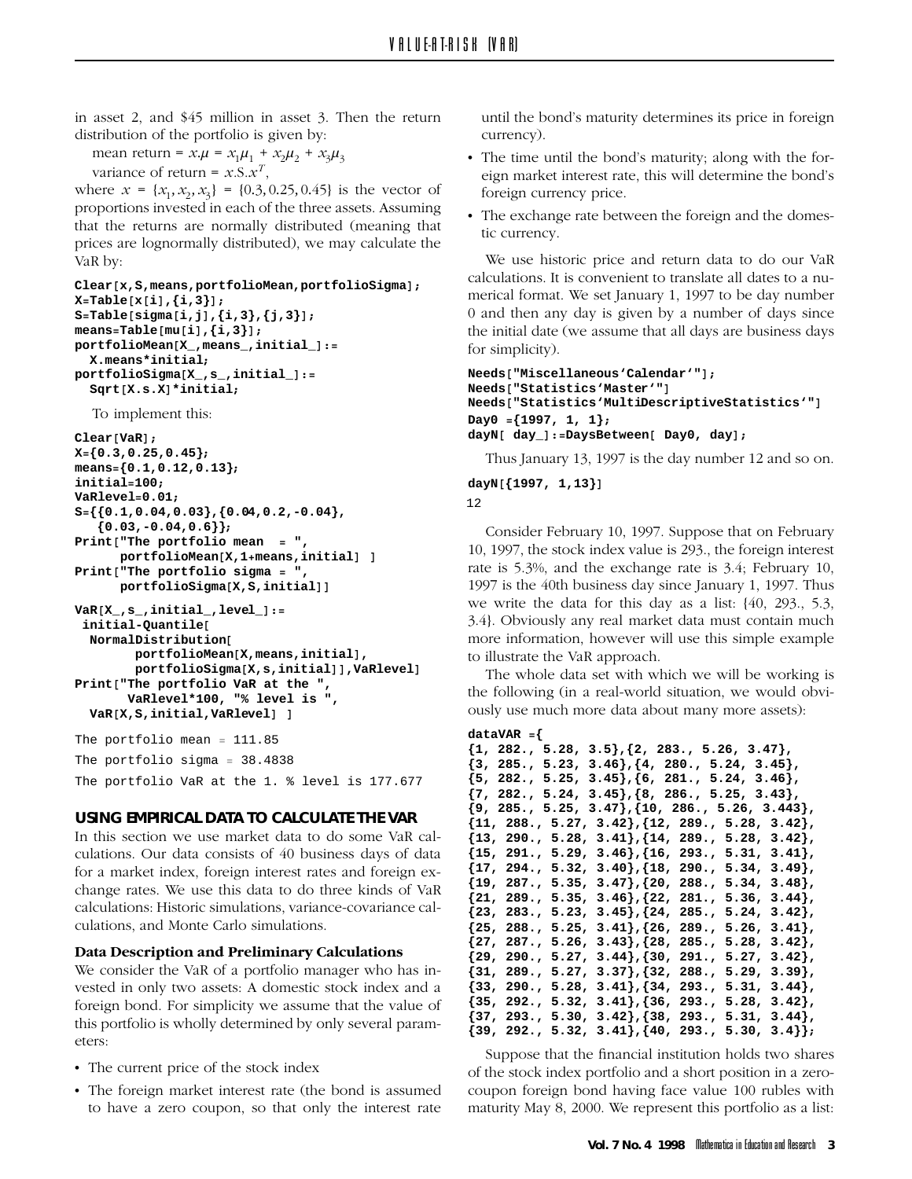in asset 2, and $45 million in asset 3. Then the return distribution of the portfolio is given by:

mean return = $x.\mu = x_1\mu_1 + x_2\mu_2 + x_3\mu_3$

variance of return = $x.S.x^T$,

where $x = \{x_1, x_2, x_3\} = \{0.3, 0.25, 0.45\}$ is the vector of proportions invested in each of the three assets. Assuming that the returns are normally distributed (meaning that prices are lognormally distributed), we may calculate the VaR by:

```
Clear[x,S,means,portfolioMean,portfolioSigma];
X=Table[x[i],{i,3}];
S=Table[sigma[i,j],{i,3},{j,3}];
means=Table[mu[i],{i,3}];
portfolioMean[X_,means_,initial_]:=
  X.means*initial;
portfolioSigma[X_,s_,initial_]:=
  Sqrt[X.s.X]*initial;
```

To implement this:

```
Clear[VaR];
X={0.3,0.25,0.45};
means={0.1,0.12,0.13};
initial=100;
VaRlevel=0.01;
S={{0.1,0.04,0.03},{0.04,0.2,-0.04},
   {0.03,-0.04,0.6}};
Print["The portfolio mean  = ",
      portfolioMean[X,1+means,initial] ]
Print["The portfolio sigma = ",
      portfolioSigma[X,S,initial]]

VaR[X_,s_,initial_,level_]:=
 initial-Quantile[
  NormalDistribution[
        portfolioMean[X,means,initial],
        portfolioSigma[X,s,initial]],VaRlevel]
Print["The portfolio VaR at the ",
       VaRlevel*100, "% level is ",
  VaR[X,S,initial,VaRlevel] ]

The portfolio mean = 111.85
The portfolio sigma = 38.4838
The portfolio VaR at the 1. % level is 177.677
```

## USING EMPIRICAL DATA TO CALCULATE THE VAR

In this section we use market data to do some VaR calculations. Our data consists of 40 business days of data for a market index, foreign interest rates and foreign exchange rates. We use this data to do three kinds of VaR calculations: Historic simulations, variance-covariance calculations, and Monte Carlo simulations.

### Data Description and Preliminary Calculations

We consider the VaR of a portfolio manager who has invested in only two assets: A domestic stock index and a foreign bond. For simplicity we assume that the value of this portfolio is wholly determined by only several parameters:

- The current price of the stock index
- The foreign market interest rate (the bond is assumed to have a zero coupon, so that only the interest rate until the bond's maturity determines its price in foreign currency).
- The time until the bond's maturity; along with the foreign market interest rate, this will determine the bond's foreign currency price.
- The exchange rate between the foreign and the domestic currency.

We use historic price and return data to do our VaR calculations. It is convenient to translate all dates to a numerical format. We set January 1, 1997 to be day number 0 and then any day is given by a number of days since the initial date (we assume that all days are business days for simplicity).

```
Needs["Miscellaneous`Calendar`"];
Needs["Statistics`Master`"]
Needs["Statistics`MultiDescriptiveStatistics`"]
Day0 ={1997, 1, 1};
dayN[ day_]:=DaysBetween[ Day0, day];
```

Thus January 13, 1997 is the day number 12 and so on.

```
dayN[{1997, 1,13}]
12
```

Consider February 10, 1997. Suppose that on February 10, 1997, the stock index value is 293., the foreign interest rate is 5.3%, and the exchange rate is 3.4; February 10, 1997 is the 40th business day since January 1, 1997. Thus we write the data for this day as a list: {40, 293., 5.3, 3.4}. Obviously any real market data must contain much more information, however will use this simple example to illustrate the VaR approach.

The whole data set with which we will be working is the following (in a real-world situation, we would obviously use much more data about many more assets):

```
dataVAR ={
{1, 282., 5.28, 3.5},{2, 283., 5.26, 3.47},
{3, 285., 5.23, 3.46},{4, 280., 5.24, 3.45},
{5, 282., 5.25, 3.45},{6, 281., 5.24, 3.46},
{7, 282., 5.24, 3.45},{8, 286., 5.25, 3.43},
{9, 285., 5.25, 3.47},{10, 286., 5.26, 3.443},
{11, 288., 5.27, 3.42},{12, 289., 5.28, 3.42},
{13, 290., 5.28, 3.41},{14, 289., 5.28, 3.42},
{15, 291., 5.29, 3.46},{16, 293., 5.31, 3.41},
{17, 294., 5.32, 3.40},{18, 290., 5.34, 3.49},
{19, 287., 5.35, 3.47},{20, 288., 5.34, 3.48},
{21, 289., 5.35, 3.46},{22, 281., 5.36, 3.44},
{23, 283., 5.23, 3.45},{24, 285., 5.24, 3.42},
{25, 288., 5.25, 3.41},{26, 289., 5.26, 3.41},
{27, 287., 5.26, 3.43},{28, 285., 5.28, 3.42},
{29, 290., 5.27, 3.44},{30, 291., 5.27, 3.42},
{31, 289., 5.27, 3.37},{32, 288., 5.29, 3.39},
{33, 290., 5.28, 3.41},{34, 293., 5.31, 3.44},
{35, 292., 5.32, 3.41},{36, 293., 5.28, 3.42},
{37, 293., 5.30, 3.42},{38, 293., 5.31, 3.44},
{39, 292., 5.32, 3.41},{40, 293., 5.30, 3.4}};
```

Suppose that the financial institution holds two shares of the stock index portfolio and a short position in a zero-coupon foreign bond having face value 100 rubles with maturity May 8, 2000. We represent this portfolio as a list: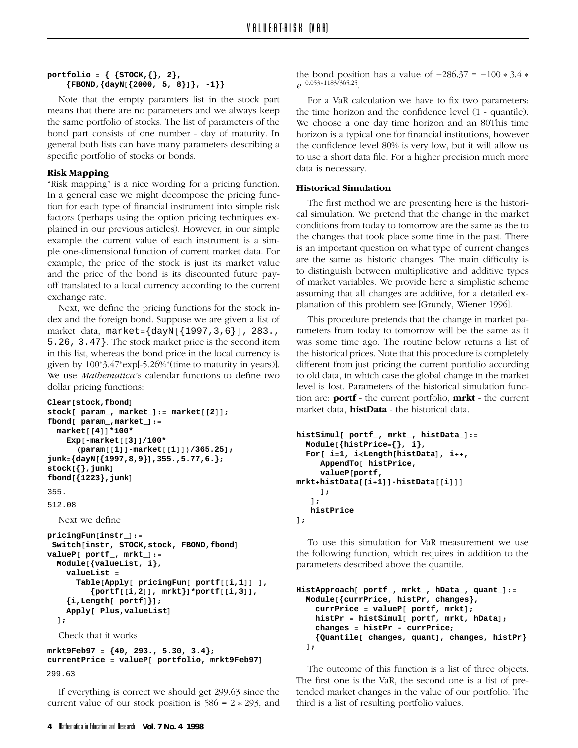```
portfolio = { {STOCK,{}, 2},
    {FBOND,{dayN[{2000, 5, 8}]}, -1}}
```

Note that the empty paramters list in the stock part means that there are no parameters and we always keep the same portfolio of stocks. The list of parameters of the bond part consists of one number - day of maturity. In general both lists can have many parameters describing a specific portfolio of stocks or bonds.

### Risk Mapping

"Risk mapping" is a nice wording for a pricing function. In a general case we might decompose the pricing function for each type of financial instrument into simple risk factors (perhaps using the option pricing techniques explained in our previous articles). However, in our simple example the current value of each instrument is a simple one-dimensional function of current market data. For example, the price of the stock is just its market value and the price of the bond is its discounted future payoff translated to a local currency according to the current exchange rate.

Next, we define the pricing functions for the stock index and the foreign bond. Suppose we are given a list of market data, `market={dayN[{1997,3,6}], 283., 5.26, 3.47}`. The stock market price is the second item in this list, whereas the bond price in the local currency is given by 100*3.47*exp[-5.26%*(time to maturity in years)]. We use *Mathematica*'s calendar functions to define two dollar pricing functions:

```
Clear[stock,fbond]
stock[ param_, market_]:= market[[2]];
fbond[ param_,market_]:=
  market[[4]]*100*
    Exp[-market[[3]]/100*
      (param[[1]]-market[[1]])/365.25];
junk={dayN[{1997,8,9}],355.,5.77,6.};
stock[{},junk]
fbond[{1223},junk]
```

```
355.
```

```
512.08
```

Next we define

```
pricingFun[instr_]:=
 Switch[instr, STOCK,stock, FBOND,fbond]
valueP[ portf_, mrkt_]:=
  Module[{valueList, i},
    valueList =
      Table[Apply[ pricingFun[ portf[[i,1]] ],
          {portf[[i,2]], mrkt}]*portf[[i,3]],
    {i,Length[ portf]}];
    Apply[ Plus,valueList]
  ];
```

Check that it works

```
mrkt9Feb97 = {40, 293., 5.30, 3.4};
currentPrice = valueP[ portfolio, mrkt9Feb97]
```

```
299.63
```

If everything is correct we should get 299.63 since the current value of our stock position is $586 = 2 * 293$, and the bond position has a value of $-286.37 = -100 * 3.4 * e^{-0.053*1183/365.25}$.

For a VaR calculation we have to fix two parameters: the time horizon and the confidence level (1 - quantile). We choose a one day time horizon and an 80This time horizon is a typical one for financial institutions, however the confidence level 80% is very low, but it will allow us to use a short data file. For a higher precision much more data is necessary.

### Historical Simulation

The first method we are presenting here is the historical simulation. We pretend that the change in the market conditions from today to tomorrow are the same as the to the changes that took place some time in the past. There is an important question on what type of current changes are the same as historic changes. The main difficulty is to distinguish between multiplicative and additive types of market variables. We provide here a simplistic scheme assuming that all changes are additive, for a detailed explanation of this problem see [Grundy, Wiener 1996].

This procedure pretends that the change in market parameters from today to tomorrow will be the same as it was some time ago. The routine below returns a list of the historical prices. Note that this procedure is completely different from just pricing the current portfolio according to old data, in which case the global change in the market level is lost. Parameters of the historical simulation function are: **portf** - the current portfolio, **mrkt** - the current market data, **histData** - the historical data.

```
histSimul[ portf_, mrkt_, histData_]:=
  Module[{histPrice={}, i},
  For[ i=1, i<Length[histData], i++,
     AppendTo[ histPrice,
     valueP[portf,
mrkt+histData[[i+1]]-histData[[i]]]
     ];
   ];
   histPrice
];
```

To use this simulation for VaR measurement we use the following function, which requires in addition to the parameters described above the quantile.

```
HistApproach[ portf_, mrkt_, hData_, quant_]:=
  Module[{currPrice, histPr, changes},
    currPrice = valueP[ portf, mrkt];
    histPr = histSimul[ portf, mrkt, hData];
    changes = histPr - currPrice;
    {Quantile[ changes, quant], changes, histPr}
  ];
```

The outcome of this function is a list of three objects. The first one is the VaR, the second one is a list of pretended market changes in the value of our portfolio. The third is a list of resulting portfolio values.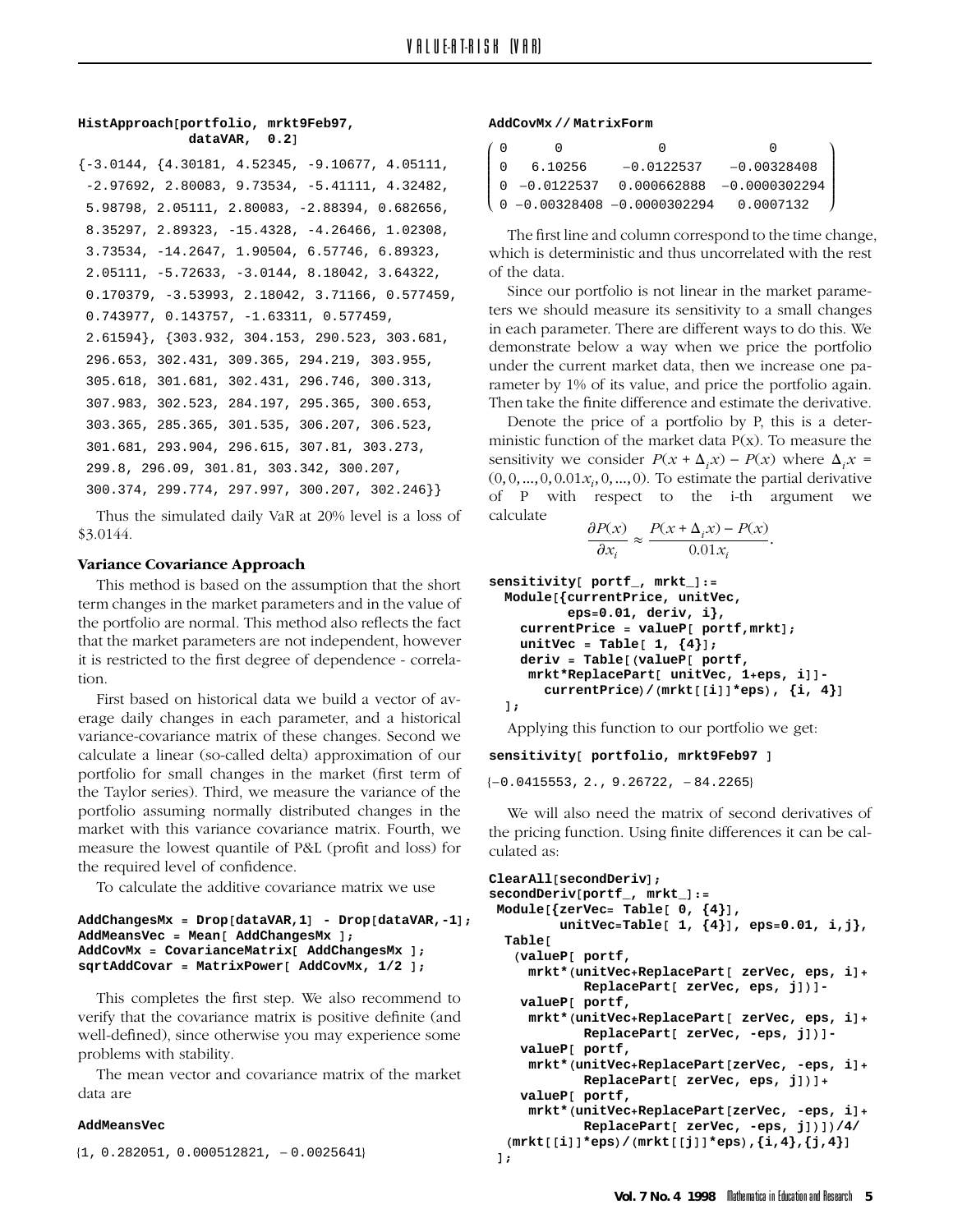```
HistApproach[portfolio, mrkt9Feb97,
             dataVAR,  0.2]
```

```
{-3.0144, {4.30181, 4.52345, -9.10677, 4.05111,
 -2.97692, 2.80083, 9.73534, -5.41111, 4.32482,
 5.98798, 2.05111, 2.80083, -2.88394, 0.682656,
 8.35297, 2.89323, -15.4328, -4.26466, 1.02308,
 3.73534, -14.2647, 1.90504, 6.57746, 6.89323,
 2.05111, -5.72633, -3.0144, 8.18042, 3.64322,
 0.170379, -3.53993, 2.18042, 3.71166, 0.577459,
 0.743977, 0.143757, -1.63311, 0.577459,
 2.61594}, {303.932, 304.153, 290.523, 303.681,
 296.653, 302.431, 309.365, 294.219, 303.955,
 305.618, 301.681, 302.431, 296.746, 300.313,
 307.983, 302.523, 284.197, 295.365, 300.653,
 303.365, 285.365, 301.535, 306.207, 306.523,
 301.681, 293.904, 296.615, 307.81, 303.273,
 299.8, 296.09, 301.81, 303.342, 300.207,
 300.374, 299.774, 297.997, 300.207, 302.246}}
```

Thus the simulated daily VaR at 20% level is a loss of \$3.0144.

### Variance Covariance Approach

This method is based on the assumption that the short term changes in the market parameters and in the value of the portfolio are normal. This method also reflects the fact that the market parameters are not independent, however it is restricted to the first degree of dependence - correlation.

First based on historical data we build a vector of average daily changes in each parameter, and a historical variance-covariance matrix of these changes. Second we calculate a linear (so-called delta) approximation of our portfolio for small changes in the market (first term of the Taylor series). Third, we measure the variance of the portfolio assuming normally distributed changes in the market with this variance covariance matrix. Fourth, we measure the lowest quantile of P&L (profit and loss) for the required level of confidence.

To calculate the additive covariance matrix we use

```
AddChangesMx = Drop[dataVAR,1] - Drop[dataVAR,-1];
AddMeansVec = Mean[ AddChangesMx ];
AddCovMx = CovarianceMatrix[ AddChangesMx ];
sqrtAddCovar = MatrixPower[ AddCovMx, 1/2 ];
```

This completes the first step. We also recommend to verify that the covariance matrix is positive definite (and well-defined), since otherwise you may experience some problems with stability.

The mean vector and covariance matrix of the market data are

```
AddMeansVec
```

```
{1, 0.282051, 0.000512821, -0.0025641}
```

```
AddCovMx // MatrixForm
```

$$\begin{pmatrix} 0 & 0 & 0 & 0 \\ 0 & 6.10256 & -0.0122537 & -0.00328408 \\ 0 & -0.0122537 & 0.000662888 & -0.0000302294 \\ 0 & -0.00328408 & -0.0000302294 & 0.0007132 \end{pmatrix}$$

The first line and column correspond to the time change, which is deterministic and thus uncorrelated with the rest of the data.

Since our portfolio is not linear in the market parameters we should measure its sensitivity to a small changes in each parameter. There are different ways to do this. We demonstrate below a way when we price the portfolio under the current market data, then we increase one parameter by 1% of its value, and price the portfolio again. Then take the finite difference and estimate the derivative.

Denote the price of a portfolio by P, this is a deterministic function of the market data P(x). To measure the sensitivity we consider $P(x + \Delta_i x) - P(x)$ where $\Delta_i x = (0, 0, \ldots, 0, 0.01x_i, 0, \ldots, 0)$. To estimate the partial derivative of P with respect to the i-th argument we calculate

$$\frac{\partial P(x)}{\partial x_i} \approx \frac{P(x + \Delta_i x) - P(x)}{0.01x_i}.$$

```
sensitivity[ portf_, mrkt_]:=
  Module[{currentPrice, unitVec,
          eps=0.01, deriv, i},
    currentPrice = valueP[ portf,mrkt];
    unitVec = Table[ 1, {4}];
    deriv = Table[(valueP[ portf,
     mrkt*ReplacePart[ unitVec, 1+eps, i]]-
       currentPrice)/(mrkt[[i]]*eps), {i, 4}]
  ];
```

Applying this function to our portfolio we get:

```
sensitivity[ portfolio, mrkt9Feb97 ]
```

```
{-0.0415553, 2., 9.26722, -84.2265}
```

We will also need the matrix of second derivatives of the pricing function. Using finite differences it can be calculated as:

```
ClearAll[secondDeriv];
secondDeriv[portf_, mrkt_]:=
 Module[{zerVec= Table[ 0, {4}],
         unitVec=Table[ 1, {4}], eps=0.01, i,j},
  Table[
   (valueP[ portf,
     mrkt*(unitVec+ReplacePart[ zerVec, eps, i]+
           ReplacePart[ zerVec, eps, j])]-
    valueP[ portf,
     mrkt*(unitVec+ReplacePart[ zerVec, eps, i]+
           ReplacePart[ zerVec, -eps, j])]-
    valueP[ portf,
     mrkt*(unitVec+ReplacePart[zerVec, -eps, i]+
           ReplacePart[ zerVec, eps, j])]+
    valueP[ portf,
     mrkt*(unitVec+ReplacePart[zerVec, -eps, i]+
           ReplacePart[ zerVec, -eps, j])])/4/
  (mrkt[[i]]*eps)/(mrkt[[j]]*eps),{i,4},{j,4}]
 ];
```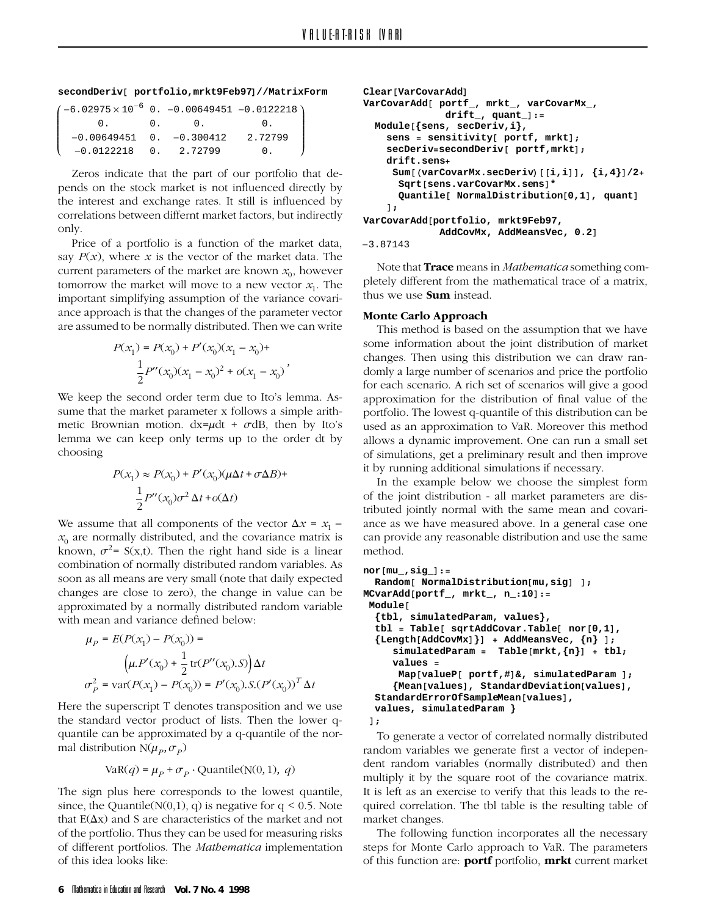```
secondDeriv[ portfolio,mrkt9Feb97]//MatrixForm
```

$$\begin{pmatrix} -6.02975\times10^{-6} & 0. & -0.00649451 & -0.0122218 \\ 0. & 0. & 0. & 0. \\ -0.00649451 & 0. & -0.300412 & 2.72799 \\ -0.0122218 & 0. & 2.72799 & 0. \end{pmatrix}$$

Zeros indicate that the part of our portfolio that depends on the stock market is not influenced directly by the interest and exchange rates. It still is influenced by correlations between differnt market factors, but indirectly only.

Price of a portfolio is a function of the market data, say $P(x)$, where $x$ is the vector of the market data. The current parameters of the market are known $x_0$, however tomorrow the market will move to a new vector $x_1$. The important simplifying assumption of the variance covariance approach is that the changes of the parameter vector are assumed to be normally distributed. Then we can write

$$P(x_1) = P(x_0) + P'(x_0)(x_1 - x_0) + \frac{1}{2}P''(x_0)(x_1 - x_0)^2 + o(x_1 - x_0)^{\,'}$$

We keep the second order term due to Ito's lemma. Assume that the market parameter x follows a simple arithmetic Brownian motion. $dx=\mu dt + \sigma dB$, then by Ito's lemma we can keep only terms up to the order dt by choosing

$$P(x_1) \approx P(x_0) + P'(x_0)(\mu\Delta t + \sigma\Delta B) + \frac{1}{2}P''(x_0)\sigma^2\,\Delta t + o(\Delta t)$$

We assume that all components of the vector $\Delta x = x_1 - x_0$ are normally distributed, and the covariance matrix is known, $\sigma^2 = S(x,t)$. Then the right hand side is a linear combination of normally distributed random variables. As soon as all means are very small (note that daily expected changes are close to zero), the change in value can be approximated by a normally distributed random variable with mean and variance defined below:

$$\mu_P = E(P(x_1) - P(x_0)) = \left(\mu.P'(x_0) + \frac{1}{2}\,\mathrm{tr}(P''(x_0).S)\right)\Delta t$$

$$\sigma_P^2 = \mathrm{var}(P(x_1) - P(x_0)) = P'(x_0).S.(P'(x_0))^T\,\Delta t$$

Here the superscript T denotes transposition and we use the standard vector product of lists. Then the lower q-quantile can be approximated by a q-quantile of the normal distribution $N(\mu_P, \sigma_P)$

$$\mathrm{VaR}(q) = \mu_P + \sigma_P \cdot \mathrm{Quantile}(N(0,1),\ q)$$

The sign plus here corresponds to the lowest quantile, since, the Quantile(N(0,1), q) is negative for $q < 0.5$. Note that $E(\Delta x)$ and S are characteristics of the market and not of the portfolio. Thus they can be used for measuring risks of different portfolios. The *Mathematica* implementation of this idea looks like:

```
Clear[VarCovarAdd]
VarCovarAdd[ portf_, mrkt_, varCovarMx_,
            drift_, quant_]:=
  Module[{sens, secDeriv,i},
    sens = sensitivity[ portf, mrkt];
    secDeriv=secondDeriv[ portf,mrkt];
    drift.sens+
     Sum[(varCovarMx.secDeriv)[[i,i]], {i,4}]/2+
      Sqrt[sens.varCovarMx.sens]*
      Quantile[ NormalDistribution[0,1], quant]
    ];
VarCovarAdd[portfolio, mrkt9Feb97,
            AddCovMx, AddMeansVec, 0.2]
-3.87143
```

Note that **Trace** means in *Mathematica* something completely different from the mathematical trace of a matrix, thus we use **Sum** instead.

### Monte Carlo Approach

This method is based on the assumption that we have some information about the joint distribution of market changes. Then using this distribution we can draw randomly a large number of scenarios and price the portfolio for each scenario. A rich set of scenarios will give a good approximation for the distribution of final value of the portfolio. The lowest q-quantile of this distribution can be used as an approximation to VaR. Moreover this method allows a dynamic improvement. One can run a small set of simulations, get a preliminary result and then improve it by running additional simulations if necessary.

In the example below we choose the simplest form of the joint distribution - all market parameters are distributed jointly normal with the same mean and covariance as we have measured above. In a general case one can provide any reasonable distribution and use the same method.

```
nor[mu_,sig_]:=
  Random[ NormalDistribution[mu,sig] ];
MCvarAdd[portf_, mrkt_, n_:10]:=
 Module[
  {tbl, simulatedParam, values},
  tbl = Table[ sqrtAddCovar.Table[ nor[0,1],
  {Length[AddCovMx]}] + AddMeansVec, {n} ];
     simulatedParam =  Table[mrkt,{n}] + tbl;
     values =
      Map[valueP[ portf,#]&, simulatedParam ];
     {Mean[values], StandardDeviation[values],
  StandardErrorOfSampleMean[values],
  values, simulatedParam }
 ];
```

To generate a vector of correlated normally distributed random variables we generate first a vector of independent random variables (normally distributed) and then multiply it by the square root of the covariance matrix. It is left as an exercise to verify that this leads to the required correlation. The tbl table is the resulting table of market changes.

The following function incorporates all the necessary steps for Monte Carlo approach to VaR. The parameters of this function are: **portf** portfolio, **mrkt** current market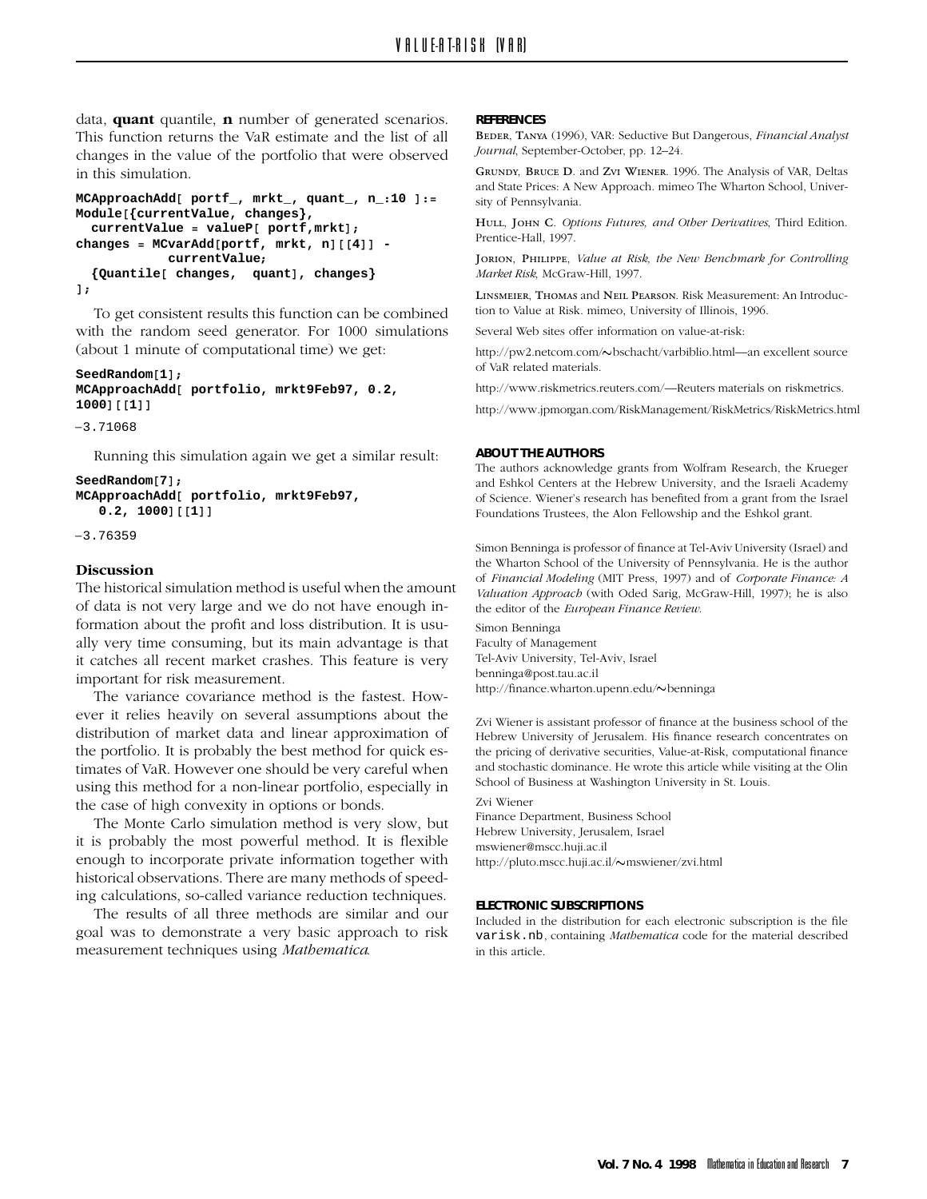data, **quant** quantile, **n** number of generated scenarios. This function returns the VaR estimate and the list of all changes in the value of the portfolio that were observed in this simulation.

```
MCApproachAdd[ portf_, mrkt_, quant_, n_:10 ]:=
Module[{currentValue, changes},
  currentValue = valueP[ portf,mrkt];
changes = MCvarAdd[portf, mrkt, n][[4]] -
          currentValue;
  {Quantile[ changes,  quant], changes}
];
```

To get consistent results this function can be combined with the random seed generator. For 1000 simulations (about 1 minute of computational time) we get:

```
SeedRandom[1];
MCApproachAdd[ portfolio, mrkt9Feb97, 0.2,
1000][[1]]
```

```
-3.71068
```

Running this simulation again we get a similar result:

```
SeedRandom[7];
MCApproachAdd[ portfolio, mrkt9Feb97,
   0.2, 1000][[1]]
```

```
-3.76359
```

## Discussion

The historical simulation method is useful when the amount of data is not very large and we do not have enough information about the profit and loss distribution. It is usually very time consuming, but its main advantage is that it catches all recent market crashes. This feature is very important for risk measurement.

The variance covariance method is the fastest. However it relies heavily on several assumptions about the distribution of market data and linear approximation of the portfolio. It is probably the best method for quick estimates of VaR. However one should be very careful when using this method for a non-linear portfolio, especially in the case of high convexity in options or bonds.

The Monte Carlo simulation method is very slow, but it is probably the most powerful method. It is flexible enough to incorporate private information together with historical observations. There are many methods of speeding calculations, so-called variance reduction techniques.

The results of all three methods are similar and our goal was to demonstrate a very basic approach to risk measurement techniques using *Mathematica*.

### REFERENCES

Beder, Tanya (1996), VAR: Seductive But Dangerous, *Financial Analyst Journal*, September-October, pp. 12–24.

Grundy, Bruce D. and Zvi Wiener. 1996. The Analysis of VAR, Deltas and State Prices: A New Approach. mimeo The Wharton School, University of Pennsylvania.

Hull, John C. *Options Futures, and Other Derivatives*, Third Edition. Prentice-Hall, 1997.

Jorion, Philippe, *Value at Risk, the New Benchmark for Controlling Market Risk*, McGraw-Hill, 1997.

Linsmeier, Thomas and Neil Pearson. Risk Measurement: An Introduction to Value at Risk. mimeo, University of Illinois, 1996.

Several Web sites offer information on value-at-risk:

http://pw2.netcom.com/~bschacht/varbiblio.html—an excellent source of VaR related materials.

http://www.riskmetrics.reuters.com/—Reuters materials on riskmetrics.

http://www.jpmorgan.com/RiskManagement/RiskMetrics/RiskMetrics.html

### ABOUT THE AUTHORS

The authors acknowledge grants from Wolfram Research, the Krueger and Eshkol Centers at the Hebrew University, and the Israeli Academy of Science. Wiener's research has benefited from a grant from the Israel Foundations Trustees, the Alon Fellowship and the Eshkol grant.

Simon Benninga is professor of finance at Tel-Aviv University (Israel) and the Wharton School of the University of Pennsylvania. He is the author of *Financial Modeling* (MIT Press, 1997) and of *Corporate Finance: A Valuation Approach* (with Oded Sarig, McGraw-Hill, 1997); he is also the editor of the *European Finance Review*.

Simon Benninga
Faculty of Management
Tel-Aviv University, Tel-Aviv, Israel
benninga@post.tau.ac.il
http://finance.wharton.upenn.edu/~benninga

Zvi Wiener is assistant professor of finance at the business school of the Hebrew University of Jerusalem. His finance research concentrates on the pricing of derivative securities, Value-at-Risk, computational finance and stochastic dominance. He wrote this article while visiting at the Olin School of Business at Washington University in St. Louis.

Zvi Wiener
Finance Department, Business School
Hebrew University, Jerusalem, Israel
mswiener@mscc.huji.ac.il
http://pluto.mscc.huji.ac.il/~mswiener/zvi.html

### ELECTRONIC SUBSCRIPTIONS

Included in the distribution for each electronic subscription is the file varisk.nb, containing *Mathematica* code for the material described in this article.